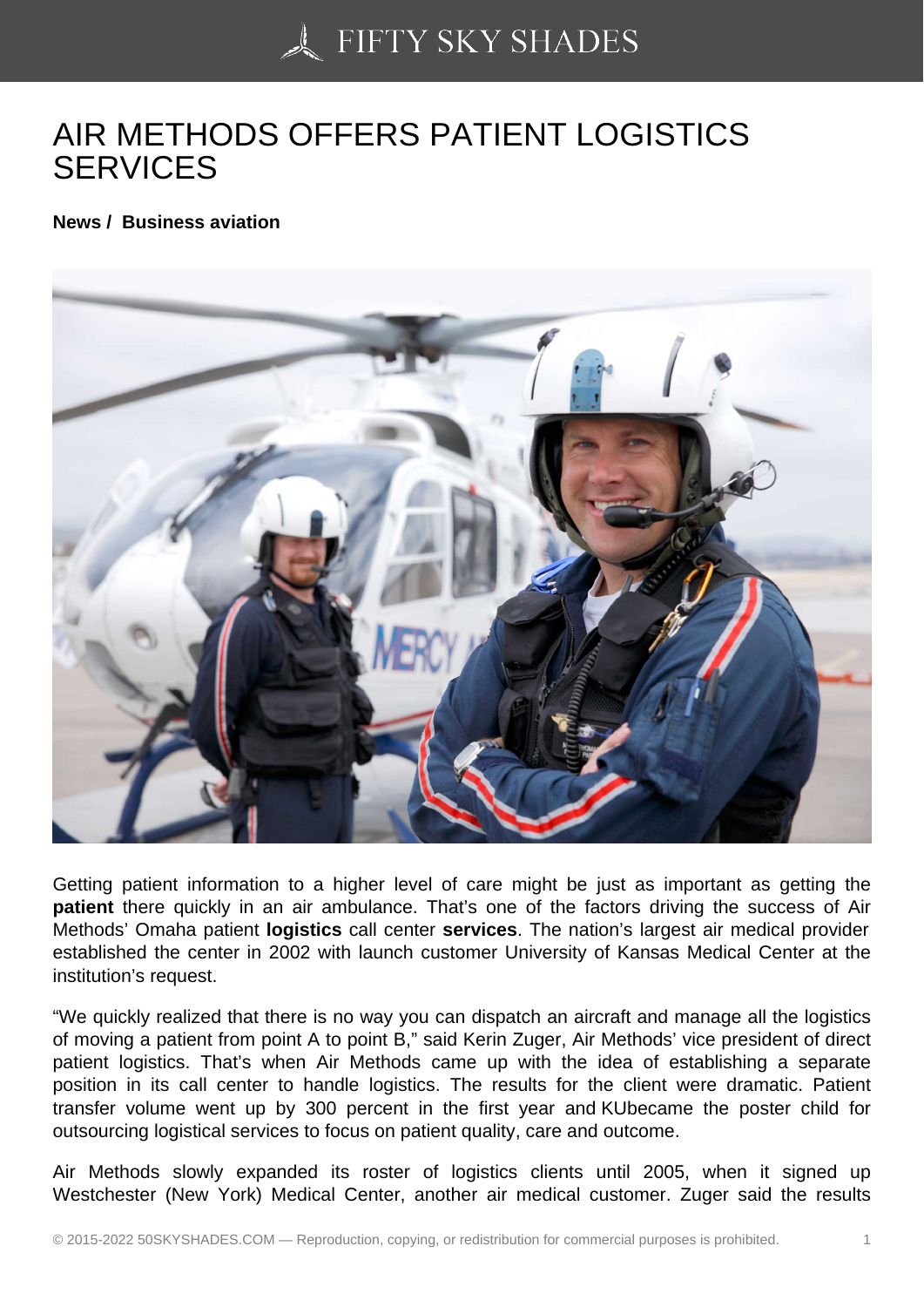# AIR METHODS OFFERS PATIENT LOGISTICS SERVICES

**News / Business aviation**

Getting patient information to a higher level of care might be just as important as getting the **patient** there quickly in an air ambulance. That's one of the factors driving the success of Air Methods' Omaha patient **logistics** call center **services**. The nation's largest air medical provider established the center in 2002 with launch customer University of Kansas Medical Center at the institution's request.

"We quickly realized that there is no way you can dispatch an aircraft and manage all the logistics of moving a patient from point A to point B," said Kerin Zuger, Air Methods' vice president of direct patient logistics. That's when Air Methods came up with the idea of establishing a separate position in its call center to handle logistics. The results for the client were dramatic. Patient transfer volume went up by 300 percent in the first year and KUbecame the poster child for outsourcing logistical services to focus on patient quality, care and outcome.

Air Methods slowly expanded its roster of logistics clients until 2005, when it signed up Westchester (New York) Medical Center, another air medical customer. Zuger said the results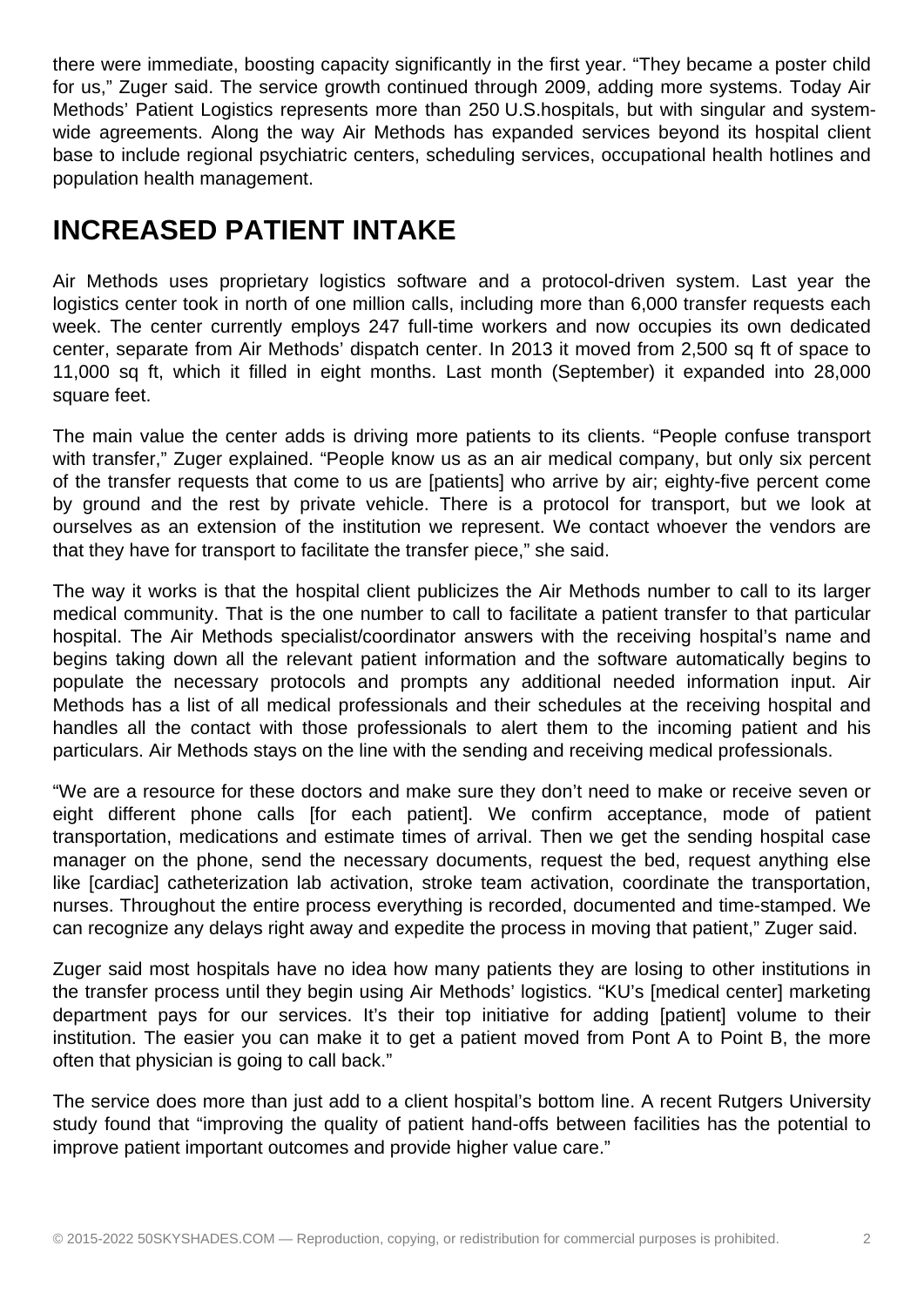there were immediate, boosting capacity significantly in the first year. “They became a poster child for us,” Zuger said. The service growth continued through 2009, adding more systems. Today Air Methods’ Patient Logistics represents more than 250 U.S.hospitals, but with singular and system-wide agreements. Along the way Air Methods has expanded services beyond its hospital client base to include regional psychiatric centers, scheduling services, occupational health hotlines and population health management.

## INCREASED PATIENT INTAKE

Air Methods uses proprietary logistics software and a protocol-driven system. Last year the logistics center took in north of one million calls, including more than 6,000 transfer requests each week. The center currently employs 247 full-time workers and now occupies its own dedicated center, separate from Air Methods’ dispatch center. In 2013 it moved from 2,500 sq ft of space to 11,000 sq ft, which it filled in eight months. Last month (September) it expanded into 28,000 square feet.

The main value the center adds is driving more patients to its clients. “People confuse transport with transfer,” Zuger explained. “People know us as an air medical company, but only six percent of the transfer requests that come to us are [patients] who arrive by air; eighty-five percent come by ground and the rest by private vehicle. There is a protocol for transport, but we look at ourselves as an extension of the institution we represent. We contact whoever the vendors are that they have for transport to facilitate the transfer piece,” she said.

The way it works is that the hospital client publicizes the Air Methods number to call to its larger medical community. That is the one number to call to facilitate a patient transfer to that particular hospital. The Air Methods specialist/coordinator answers with the receiving hospital’s name and begins taking down all the relevant patient information and the software automatically begins to populate the necessary protocols and prompts any additional needed information input. Air Methods has a list of all medical professionals and their schedules at the receiving hospital and handles all the contact with those professionals to alert them to the incoming patient and his particulars. Air Methods stays on the line with the sending and receiving medical professionals.

“We are a resource for these doctors and make sure they don’t need to make or receive seven or eight different phone calls [for each patient]. We confirm acceptance, mode of patient transportation, medications and estimate times of arrival. Then we get the sending hospital case manager on the phone, send the necessary documents, request the bed, request anything else like [cardiac] catheterization lab activation, stroke team activation, coordinate the transportation, nurses. Throughout the entire process everything is recorded, documented and time-stamped. We can recognize any delays right away and expedite the process in moving that patient,” Zuger said.

Zuger said most hospitals have no idea how many patients they are losing to other institutions in the transfer process until they begin using Air Methods’ logistics. “KU’s [medical center] marketing department pays for our services. It’s their top initiative for adding [patient] volume to their institution. The easier you can make it to get a patient moved from Pont A to Point B, the more often that physician is going to call back.”

The service does more than just add to a client hospital’s bottom line. A recent Rutgers University study found that “improving the quality of patient hand-offs between facilities has the potential to improve patient important outcomes and provide higher value care.”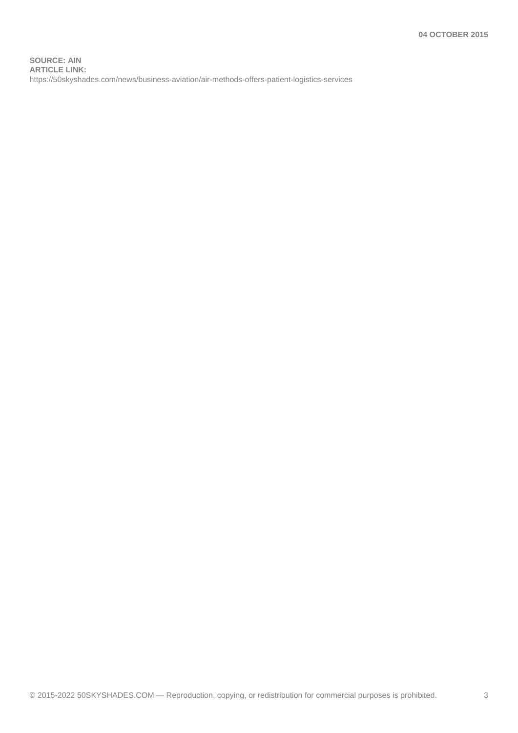**SOURCE: AIN**
**ARTICLE LINK:**
https://50skyshades.com/news/business-aviation/air-methods-offers-patient-logistics-services